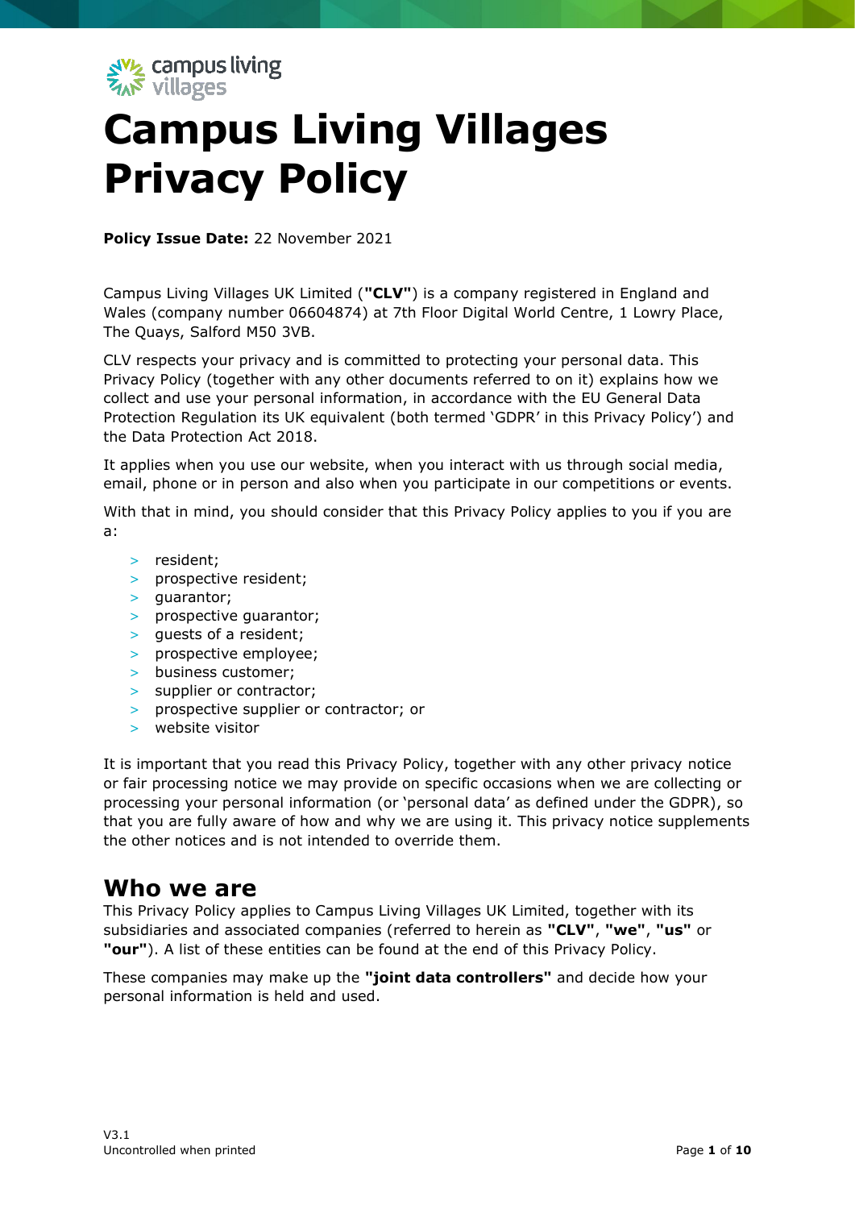# Campus Living Villages Privacy Policy

**Policy Issue Date:** 22 November 2021

Campus Living Villages UK Limited (**"CLV"**) is a company registered in England and Wales (company number 06604874) at 7th Floor Digital World Centre, 1 Lowry Place, The Quays, Salford M50 3VB.

CLV respects your privacy and is committed to protecting your personal data. This Privacy Policy (together with any other documents referred to on it) explains how we collect and use your personal information, in accordance with the EU General Data Protection Regulation its UK equivalent (both termed 'GDPR' in this Privacy Policy') and the Data Protection Act 2018.

It applies when you use our website, when you interact with us through social media, email, phone or in person and also when you participate in our competitions or events.

With that in mind, you should consider that this Privacy Policy applies to you if you are a:

- resident;
- prospective resident;
- guarantor;
- prospective guarantor;
- guests of a resident;
- prospective employee;
- business customer;
- supplier or contractor;
- prospective supplier or contractor; or
- website visitor

It is important that you read this Privacy Policy, together with any other privacy notice or fair processing notice we may provide on specific occasions when we are collecting or processing your personal information (or 'personal data' as defined under the GDPR), so that you are fully aware of how and why we are using it. This privacy notice supplements the other notices and is not intended to override them.

## Who we are

This Privacy Policy applies to Campus Living Villages UK Limited, together with its subsidiaries and associated companies (referred to herein as **"CLV"**, **"we"**, **"us"** or **"our"**). A list of these entities can be found at the end of this Privacy Policy.

These companies may make up the **"joint data controllers"** and decide how your personal information is held and used.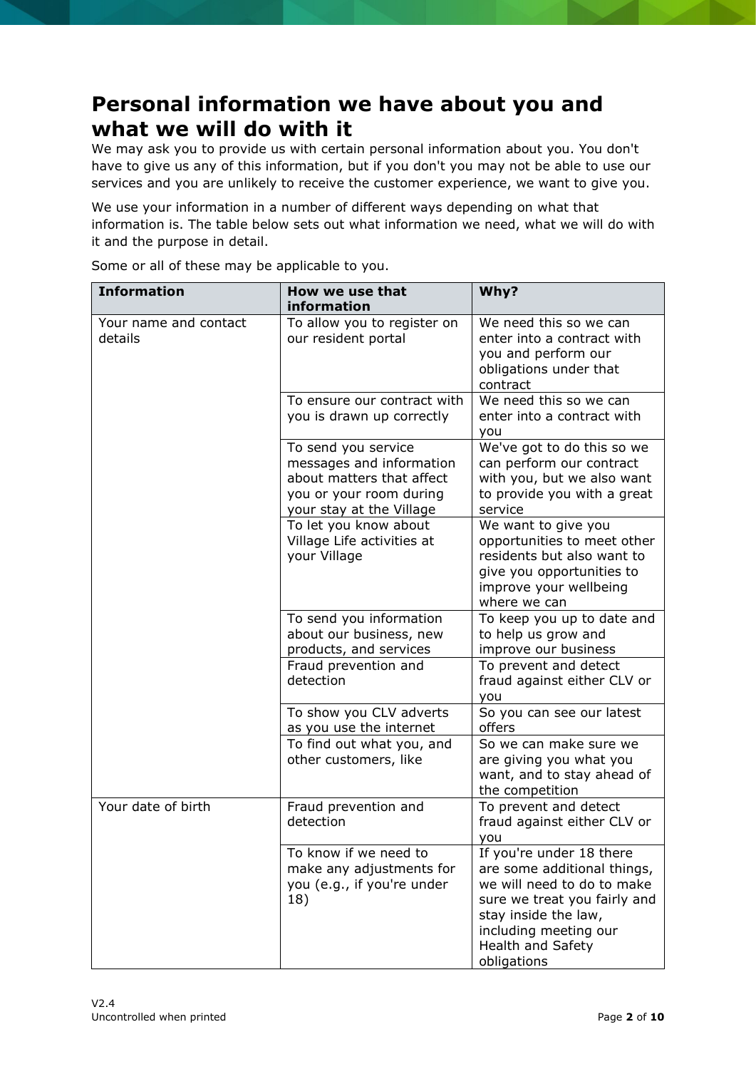# Personal information we have about you and what we will do with it

We may ask you to provide us with certain personal information about you. You don't have to give us any of this information, but if you don't you may not be able to use our services and you are unlikely to receive the customer experience, we want to give you.

We use your information in a number of different ways depending on what that information is. The table below sets out what information we need, what we will do with it and the purpose in detail.

Some or all of these may be applicable to you.

| Information | How we use that information | Why? |
|---|---|---|
| Your name and contact details | To allow you to register on our resident portal | We need this so we can enter into a contract with you and perform our obligations under that contract |
| | To ensure our contract with you is drawn up correctly | We need this so we can enter into a contract with you |
| | To send you service messages and information about matters that affect you or your room during your stay at the Village | We've got to do this so we can perform our contract with you, but we also want to provide you with a great service |
| | To let you know about Village Life activities at your Village | We want to give you opportunities to meet other residents but also want to give you opportunities to improve your wellbeing where we can |
| | To send you information about our business, new products, and services | To keep you up to date and to help us grow and improve our business |
| | Fraud prevention and detection | To prevent and detect fraud against either CLV or you |
| | To show you CLV adverts as you use the internet | So you can see our latest offers |
| | To find out what you, and other customers, like | So we can make sure we are giving you what you want, and to stay ahead of the competition |
| Your date of birth | Fraud prevention and detection | To prevent and detect fraud against either CLV or you |
| | To know if we need to make any adjustments for you (e.g., if you're under 18) | If you're under 18 there are some additional things, we will need to do to make sure we treat you fairly and stay inside the law, including meeting our Health and Safety obligations |

V2.4
Uncontrolled when printed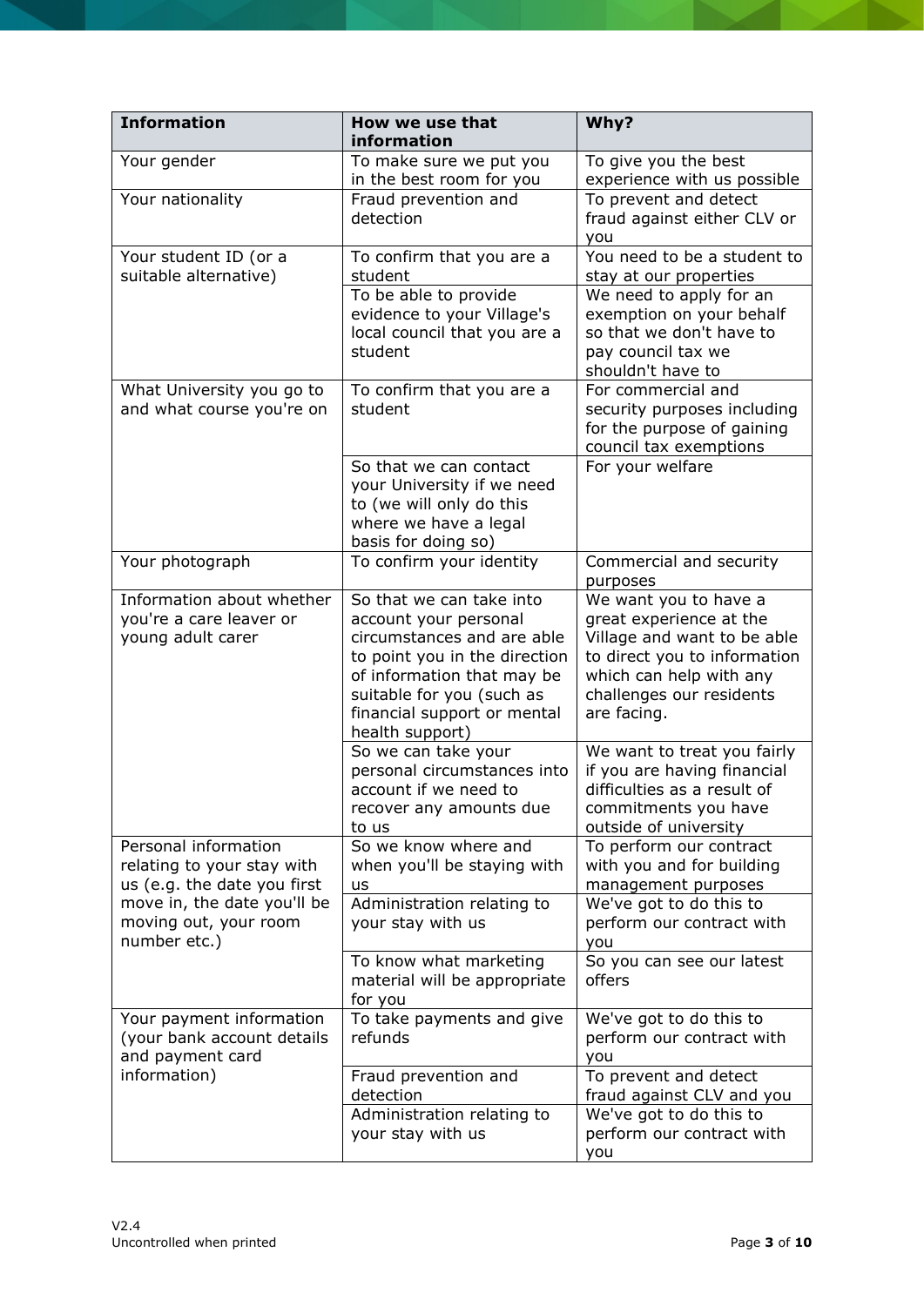| Information | How we use that information | Why? |
|---|---|---|
| Your gender | To make sure we put you in the best room for you | To give you the best experience with us possible |
| Your nationality | Fraud prevention and detection | To prevent and detect fraud against either CLV or you |
| Your student ID (or a suitable alternative) | To confirm that you are a student | You need to be a student to stay at our properties |
| | To be able to provide evidence to your Village's local council that you are a student | We need to apply for an exemption on your behalf so that we don't have to pay council tax we shouldn't have to |
| What University you go to and what course you're on | To confirm that you are a student | For commercial and security purposes including for the purpose of gaining council tax exemptions |
| | So that we can contact your University if we need to (we will only do this where we have a legal basis for doing so) | For your welfare |
| Your photograph | To confirm your identity | Commercial and security purposes |
| Information about whether you're a care leaver or young adult carer | So that we can take into account your personal circumstances and are able to point you in the direction of information that may be suitable for you (such as financial support or mental health support) | We want you to have a great experience at the Village and want to be able to direct you to information which can help with any challenges our residents are facing. |
| | So we can take your personal circumstances into account if we need to recover any amounts due to us | We want to treat you fairly if you are having financial difficulties as a result of commitments you have outside of university |
| Personal information relating to your stay with us (e.g. the date you first move in, the date you'll be moving out, your room number etc.) | So we know where and when you'll be staying with us | To perform our contract with you and for building management purposes |
| | Administration relating to your stay with us | We've got to do this to perform our contract with you |
| | To know what marketing material will be appropriate for you | So you can see our latest offers |
| Your payment information (your bank account details and payment card information) | To take payments and give refunds | We've got to do this to perform our contract with you |
| | Fraud prevention and detection | To prevent and detect fraud against CLV and you |
| | Administration relating to your stay with us | We've got to do this to perform our contract with you |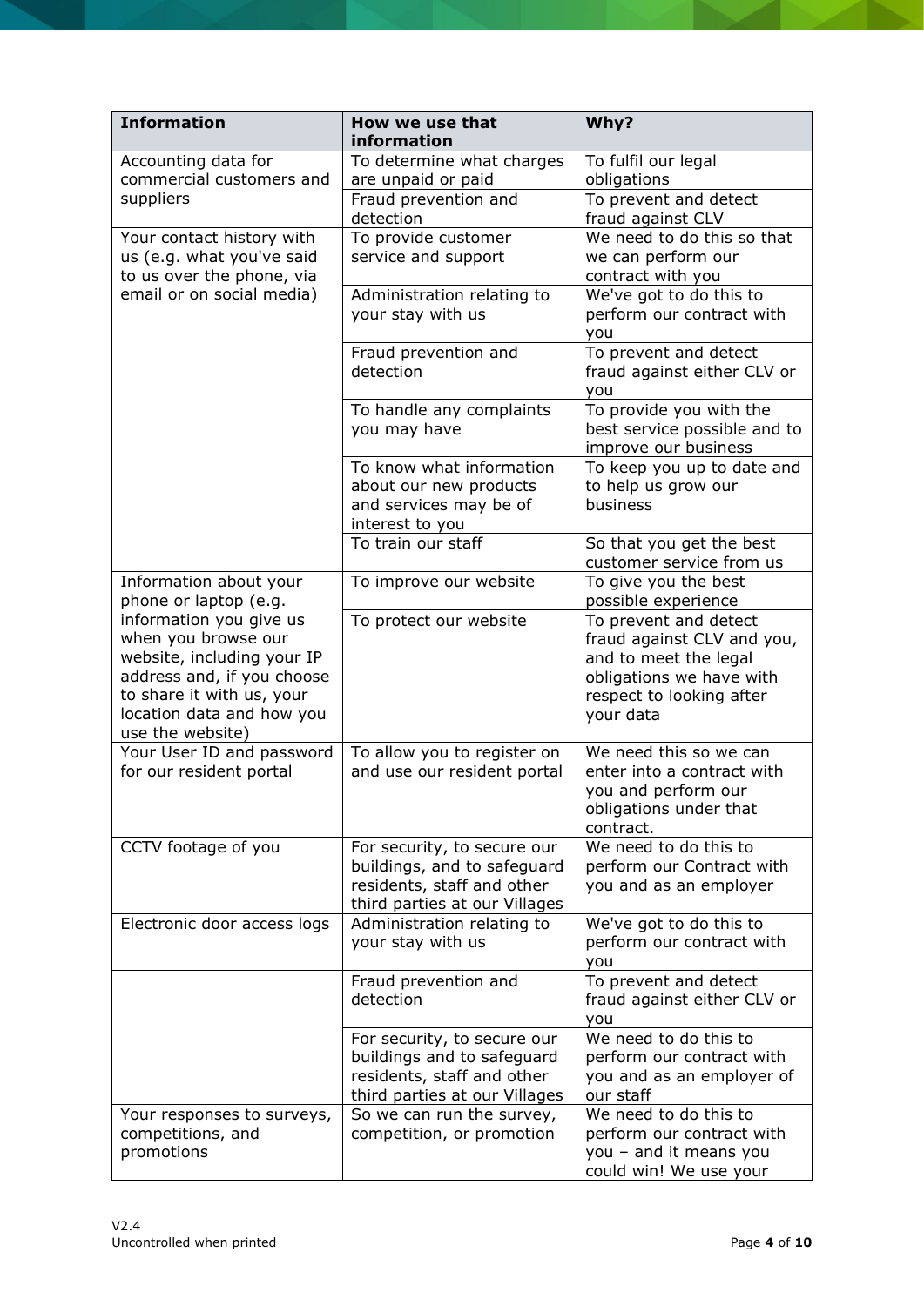| Information | How we use that information | Why? |
| --- | --- | --- |
| Accounting data for commercial customers and suppliers | To determine what charges are unpaid or paid | To fulfil our legal obligations |
| | Fraud prevention and detection | To prevent and detect fraud against CLV |
| Your contact history with us (e.g. what you've said to us over the phone, via email or on social media) | To provide customer service and support | We need to do this so that we can perform our contract with you |
| | Administration relating to your stay with us | We've got to do this to perform our contract with you |
| | Fraud prevention and detection | To prevent and detect fraud against either CLV or you |
| | To handle any complaints you may have | To provide you with the best service possible and to improve our business |
| | To know what information about our new products and services may be of interest to you | To keep you up to date and to help us grow our business |
| | To train our staff | So that you get the best customer service from us |
| Information about your phone or laptop (e.g. information you give us when you browse our website, including your IP address and, if you choose to share it with us, your location data and how you use the website) | To improve our website | To give you the best possible experience |
| | To protect our website | To prevent and detect fraud against CLV and you, and to meet the legal obligations we have with respect to looking after your data |
| Your User ID and password for our resident portal | To allow you to register on and use our resident portal | We need this so we can enter into a contract with you and perform our obligations under that contract. |
| CCTV footage of you | For security, to secure our buildings, and to safeguard residents, staff and other third parties at our Villages | We need to do this to perform our Contract with you and as an employer |
| Electronic door access logs | Administration relating to your stay with us | We've got to do this to perform our contract with you |
| | Fraud prevention and detection | To prevent and detect fraud against either CLV or you |
| | For security, to secure our buildings and to safeguard residents, staff and other third parties at our Villages | We need to do this to perform our contract with you and as an employer of our staff |
| Your responses to surveys, competitions, and promotions | So we can run the survey, competition, or promotion | We need to do this to perform our contract with you – and it means you could win! We use your |

V2.4
Uncontrolled when printed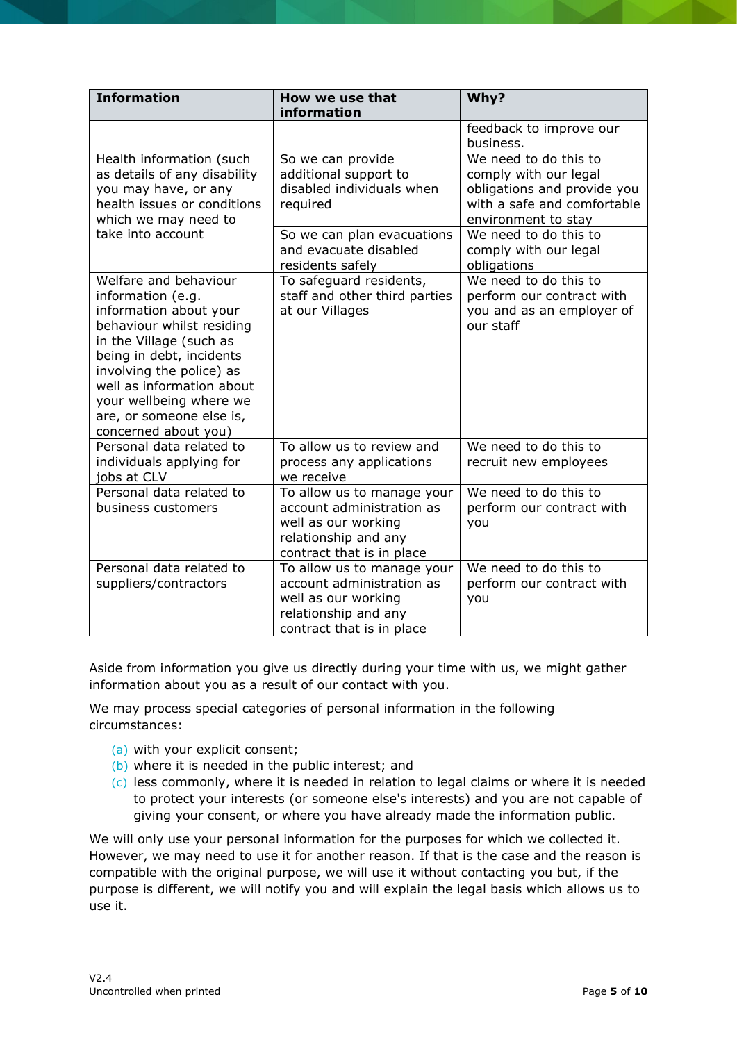| Information | How we use that information | Why? |
|---|---|---|
| | | feedback to improve our business. |
| Health information (such as details of any disability you may have, or any health issues or conditions which we may need to take into account | So we can provide additional support to disabled individuals when required | We need to do this to comply with our legal obligations and provide you with a safe and comfortable environment to stay |
| | So we can plan evacuations and evacuate disabled residents safely | We need to do this to comply with our legal obligations |
| Welfare and behaviour information (e.g. information about your behaviour whilst residing in the Village (such as being in debt, incidents involving the police) as well as information about your wellbeing where we are, or someone else is, concerned about you) | To safeguard residents, staff and other third parties at our Villages | We need to do this to perform our contract with you and as an employer of our staff |
| Personal data related to individuals applying for jobs at CLV | To allow us to review and process any applications we receive | We need to do this to recruit new employees |
| Personal data related to business customers | To allow us to manage your account administration as well as our working relationship and any contract that is in place | We need to do this to perform our contract with you |
| Personal data related to suppliers/contractors | To allow us to manage your account administration as well as our working relationship and any contract that is in place | We need to do this to perform our contract with you |

Aside from information you give us directly during your time with us, we might gather information about you as a result of our contact with you.

We may process special categories of personal information in the following circumstances:

(a) with your explicit consent;
(b) where it is needed in the public interest; and
(c) less commonly, where it is needed in relation to legal claims or where it is needed to protect your interests (or someone else's interests) and you are not capable of giving your consent, or where you have already made the information public.

We will only use your personal information for the purposes for which we collected it. However, we may need to use it for another reason. If that is the case and the reason is compatible with the original purpose, we will use it without contacting you but, if the purpose is different, we will notify you and will explain the legal basis which allows us to use it.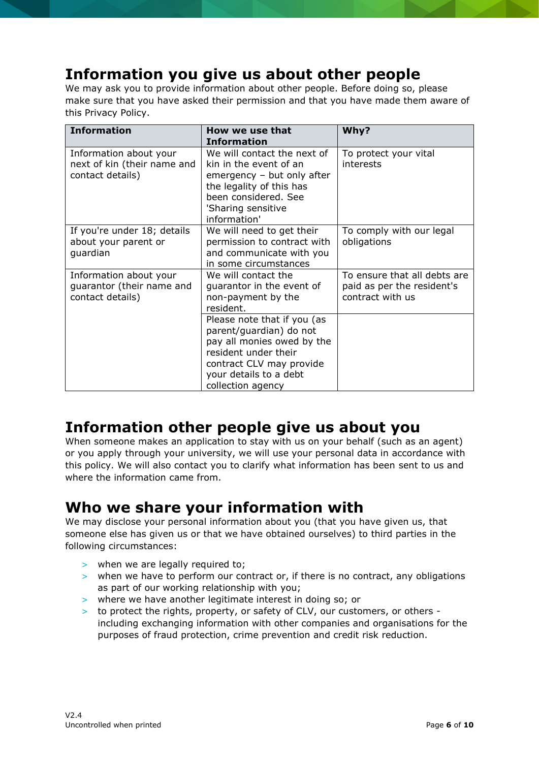## Information you give us about other people

We may ask you to provide information about other people. Before doing so, please make sure that you have asked their permission and that you have made them aware of this Privacy Policy.

| Information | How we use that Information | Why? |
|---|---|---|
| Information about your next of kin (their name and contact details) | We will contact the next of kin in the event of an emergency – but only after the legality of this has been considered. See 'Sharing sensitive information' | To protect your vital interests |
| If you're under 18; details about your parent or guardian | We will need to get their permission to contract with and communicate with you in some circumstances | To comply with our legal obligations |
| Information about your guarantor (their name and contact details) | We will contact the guarantor in the event of non-payment by the resident. | To ensure that all debts are paid as per the resident's contract with us |
| | Please note that if you (as parent/guardian) do not pay all monies owed by the resident under their contract CLV may provide your details to a debt collection agency | |

## Information other people give us about you

When someone makes an application to stay with us on your behalf (such as an agent) or you apply through your university, we will use your personal data in accordance with this policy. We will also contact you to clarify what information has been sent to us and where the information came from.

## Who we share your information with

We may disclose your personal information about you (that you have given us, that someone else has given us or that we have obtained ourselves) to third parties in the following circumstances:

- when we are legally required to;
- when we have to perform our contract or, if there is no contract, any obligations as part of our working relationship with you;
- where we have another legitimate interest in doing so; or
- to protect the rights, property, or safety of CLV, our customers, or others - including exchanging information with other companies and organisations for the purposes of fraud protection, crime prevention and credit risk reduction.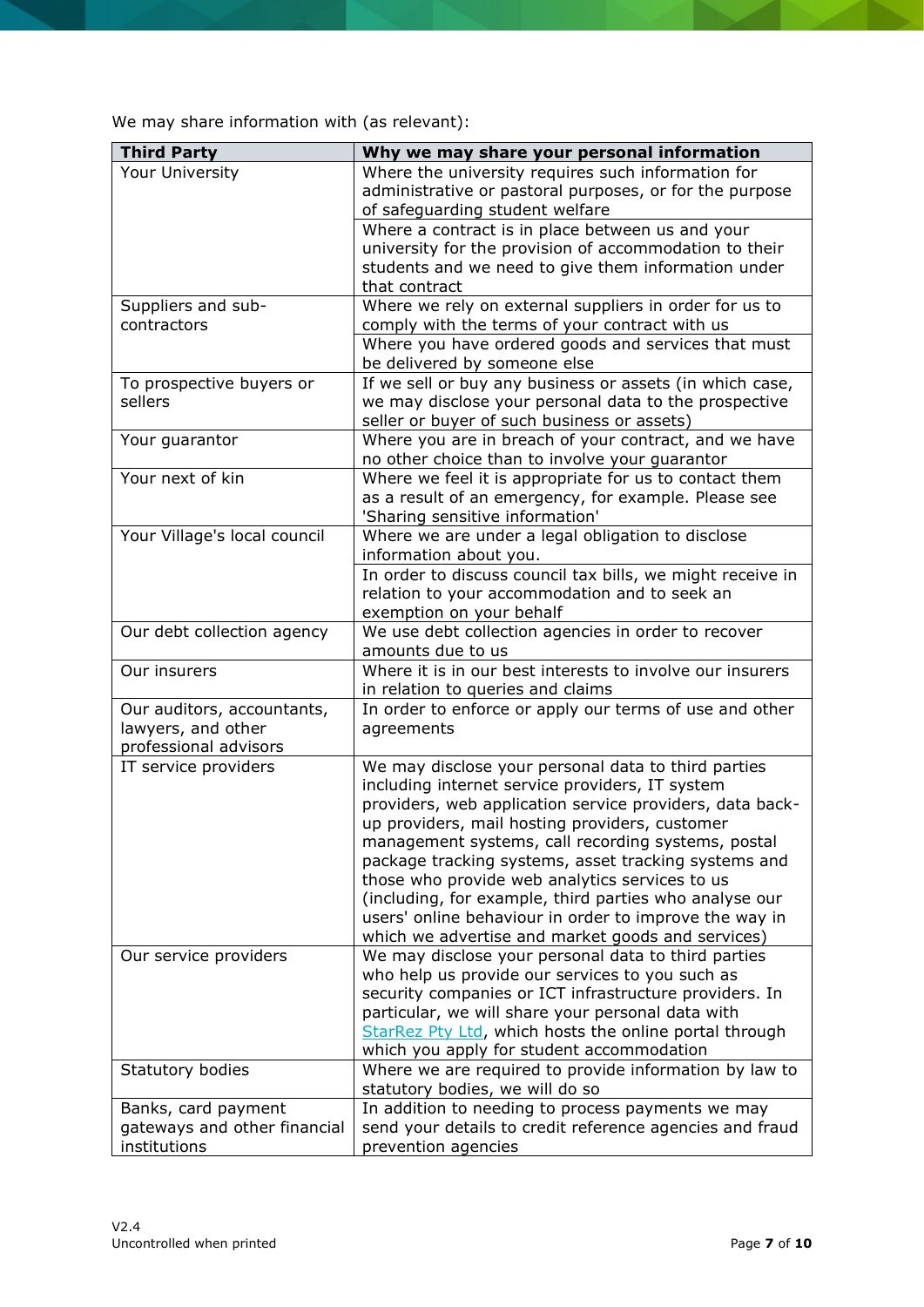We may share information with (as relevant):

| Third Party | Why we may share your personal information |
|---|---|
| Your University | Where the university requires such information for administrative or pastoral purposes, or for the purpose of safeguarding student welfare |
| | Where a contract is in place between us and your university for the provision of accommodation to their students and we need to give them information under that contract |
| Suppliers and sub-contractors | Where we rely on external suppliers in order for us to comply with the terms of your contract with us |
| | Where you have ordered goods and services that must be delivered by someone else |
| To prospective buyers or sellers | If we sell or buy any business or assets (in which case, we may disclose your personal data to the prospective seller or buyer of such business or assets) |
| Your guarantor | Where you are in breach of your contract, and we have no other choice than to involve your guarantor |
| Your next of kin | Where we feel it is appropriate for us to contact them as a result of an emergency, for example. Please see 'Sharing sensitive information' |
| Your Village's local council | Where we are under a legal obligation to disclose information about you. |
| | In order to discuss council tax bills, we might receive in relation to your accommodation and to seek an exemption on your behalf |
| Our debt collection agency | We use debt collection agencies in order to recover amounts due to us |
| Our insurers | Where it is in our best interests to involve our insurers in relation to queries and claims |
| Our auditors, accountants, lawyers, and other professional advisors | In order to enforce or apply our terms of use and other agreements |
| IT service providers | We may disclose your personal data to third parties including internet service providers, IT system providers, web application service providers, data back-up providers, mail hosting providers, customer management systems, call recording systems, postal package tracking systems, asset tracking systems and those who provide web analytics services to us (including, for example, third parties who analyse our users' online behaviour in order to improve the way in which we advertise and market goods and services) |
| Our service providers | We may disclose your personal data to third parties who help us provide our services to you such as security companies or ICT infrastructure providers. In particular, we will share your personal data with StarRez Pty Ltd, which hosts the online portal through which you apply for student accommodation |
| Statutory bodies | Where we are required to provide information by law to statutory bodies, we will do so |
| Banks, card payment gateways and other financial institutions | In addition to needing to process payments we may send your details to credit reference agencies and fraud prevention agencies |

V2.4
Uncontrolled when printed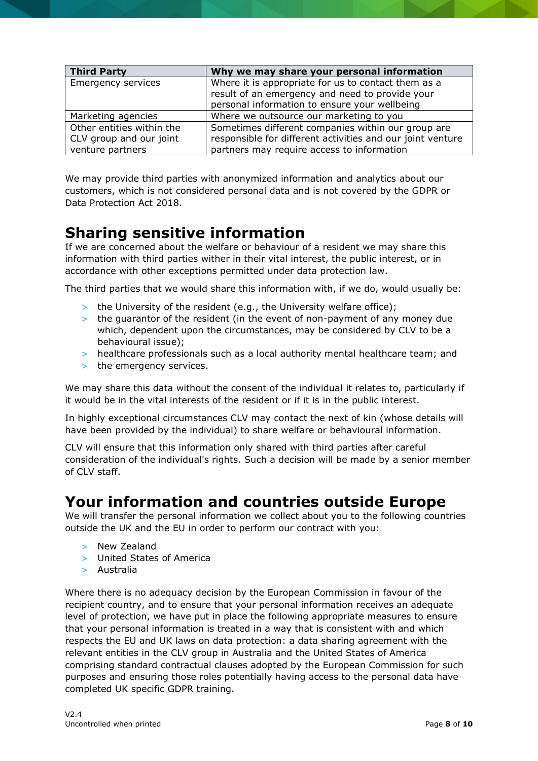| Third Party | Why we may share your personal information |
| --- | --- |
| Emergency services | Where it is appropriate for us to contact them as a result of an emergency and need to provide your personal information to ensure your wellbeing |
| Marketing agencies | Where we outsource our marketing to you |
| Other entities within the CLV group and our joint venture partners | Sometimes different companies within our group are responsible for different activities and our joint venture partners may require access to information |

We may provide third parties with anonymized information and analytics about our customers, which is not considered personal data and is not covered by the GDPR or Data Protection Act 2018.

# Sharing sensitive information

If we are concerned about the welfare or behaviour of a resident we may share this information with third parties wither in their vital interest, the public interest, or in accordance with other exceptions permitted under data protection law.

The third parties that we would share this information with, if we do, would usually be:

- the University of the resident (e.g., the University welfare office);
- the guarantor of the resident (in the event of non-payment of any money due which, dependent upon the circumstances, may be considered by CLV to be a behavioural issue);
- healthcare professionals such as a local authority mental healthcare team; and
- the emergency services.

We may share this data without the consent of the individual it relates to, particularly if it would be in the vital interests of the resident or if it is in the public interest.

In highly exceptional circumstances CLV may contact the next of kin (whose details will have been provided by the individual) to share welfare or behavioural information.

CLV will ensure that this information only shared with third parties after careful consideration of the individual's rights. Such a decision will be made by a senior member of CLV staff.

# Your information and countries outside Europe

We will transfer the personal information we collect about you to the following countries outside the UK and the EU in order to perform our contract with you:

- New Zealand
- United States of America
- Australia

Where there is no adequacy decision by the European Commission in favour of the recipient country, and to ensure that your personal information receives an adequate level of protection, we have put in place the following appropriate measures to ensure that your personal information is treated in a way that is consistent with and which respects the EU and UK laws on data protection: a data sharing agreement with the relevant entities in the CLV group in Australia and the United States of America comprising standard contractual clauses adopted by the European Commission for such purposes and ensuring those roles potentially having access to the personal data have completed UK specific GDPR training.

V2.4
Uncontrolled when printed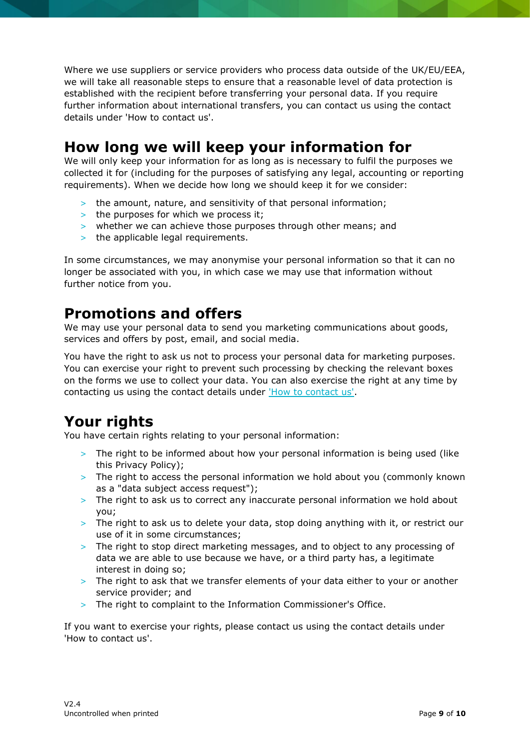Where we use suppliers or service providers who process data outside of the UK/EU/EEA, we will take all reasonable steps to ensure that a reasonable level of data protection is established with the recipient before transferring your personal data. If you require further information about international transfers, you can contact us using the contact details under 'How to contact us'.

## How long we will keep your information for

We will only keep your information for as long as is necessary to fulfil the purposes we collected it for (including for the purposes of satisfying any legal, accounting or reporting requirements). When we decide how long we should keep it for we consider:

- the amount, nature, and sensitivity of that personal information;
- the purposes for which we process it;
- whether we can achieve those purposes through other means; and
- the applicable legal requirements.

In some circumstances, we may anonymise your personal information so that it can no longer be associated with you, in which case we may use that information without further notice from you.

## Promotions and offers

We may use your personal data to send you marketing communications about goods, services and offers by post, email, and social media.

You have the right to ask us not to process your personal data for marketing purposes. You can exercise your right to prevent such processing by checking the relevant boxes on the forms we use to collect your data. You can also exercise the right at any time by contacting us using the contact details under 'How to contact us'.

## Your rights

You have certain rights relating to your personal information:

- The right to be informed about how your personal information is being used (like this Privacy Policy);
- The right to access the personal information we hold about you (commonly known as a "data subject access request");
- The right to ask us to correct any inaccurate personal information we hold about you;
- The right to ask us to delete your data, stop doing anything with it, or restrict our use of it in some circumstances;
- The right to stop direct marketing messages, and to object to any processing of data we are able to use because we have, or a third party has, a legitimate interest in doing so;
- The right to ask that we transfer elements of your data either to your or another service provider; and
- The right to complaint to the Information Commissioner's Office.

If you want to exercise your rights, please contact us using the contact details under 'How to contact us'.

V2.4
Uncontrolled when printed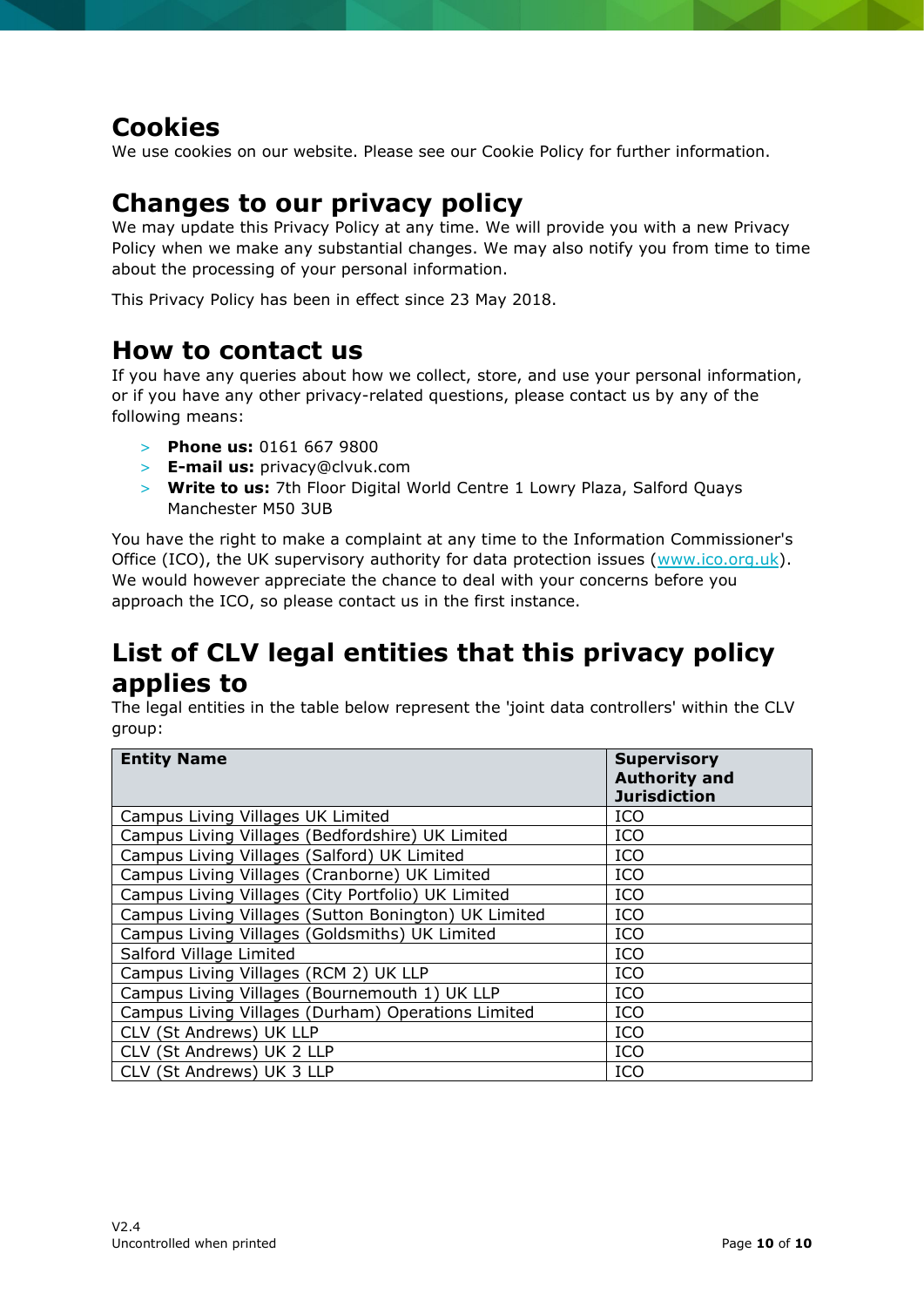## Cookies

We use cookies on our website. Please see our Cookie Policy for further information.

## Changes to our privacy policy

We may update this Privacy Policy at any time. We will provide you with a new Privacy Policy when we make any substantial changes. We may also notify you from time to time about the processing of your personal information.

This Privacy Policy has been in effect since 23 May 2018.

## How to contact us

If you have any queries about how we collect, store, and use your personal information, or if you have any other privacy-related questions, please contact us by any of the following means:

- **Phone us:** 0161 667 9800
- **E-mail us:** privacy@clvuk.com
- **Write to us:** 7th Floor Digital World Centre 1 Lowry Plaza, Salford Quays Manchester M50 3UB

You have the right to make a complaint at any time to the Information Commissioner's Office (ICO), the UK supervisory authority for data protection issues (www.ico.org.uk). We would however appreciate the chance to deal with your concerns before you approach the ICO, so please contact us in the first instance.

## List of CLV legal entities that this privacy policy applies to

The legal entities in the table below represent the 'joint data controllers' within the CLV group:

| Entity Name | Supervisory Authority and Jurisdiction |
|---|---|
| Campus Living Villages UK Limited | ICO |
| Campus Living Villages (Bedfordshire) UK Limited | ICO |
| Campus Living Villages (Salford) UK Limited | ICO |
| Campus Living Villages (Cranborne) UK Limited | ICO |
| Campus Living Villages (City Portfolio) UK Limited | ICO |
| Campus Living Villages (Sutton Bonington) UK Limited | ICO |
| Campus Living Villages (Goldsmiths) UK Limited | ICO |
| Salford Village Limited | ICO |
| Campus Living Villages (RCM 2) UK LLP | ICO |
| Campus Living Villages (Bournemouth 1) UK LLP | ICO |
| Campus Living Villages (Durham) Operations Limited | ICO |
| CLV (St Andrews) UK LLP | ICO |
| CLV (St Andrews) UK 2 LLP | ICO |
| CLV (St Andrews) UK 3 LLP | ICO |

V2.4
Uncontrolled when printed